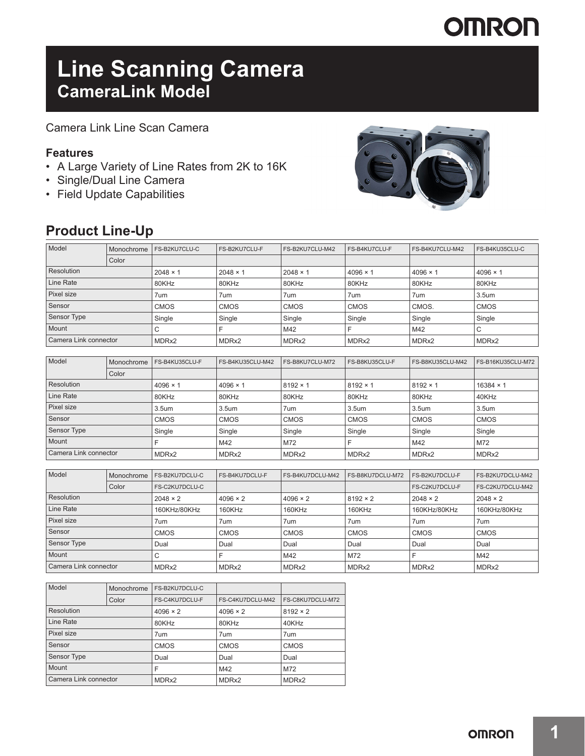# Line Scanning Camera
## CameraLink Model

Camera Link Line Scan Camera

### Features

- A Large Variety of Line Rates from 2K to 16K
- Single/Dual Line Camera
- Field Update Capabilities

## Product Line-Up

| Model | | FS-B2KU7CLU-C | FS-B2KU7CLU-F | FS-B2KU7CLU-M42 | FS-B4KU7CLU-F | FS-B4KU7CLU-M42 | FS-B4KU35CLU-C |
|---|---|---|---|---|---|---|---|
| Model | Monochrome | FS-B2KU7CLU-C | FS-B2KU7CLU-F | FS-B2KU7CLU-M42 | FS-B4KU7CLU-F | FS-B4KU7CLU-M42 | FS-B4KU35CLU-C |
| | Color | | | | | | |
| Resolution | | 2048 × 1 | 2048 × 1 | 2048 × 1 | 4096 × 1 | 4096 × 1 | 4096 × 1 |
| Line Rate | | 80KHz | 80KHz | 80KHz | 80KHz | 80KHz | 80KHz |
| Pixel size | | 7um | 7um | 7um | 7um | 7um | 3.5um |
| Sensor | | CMOS | CMOS | CMOS | CMOS | CMOS. | CMOS |
| Sensor Type | | Single | Single | Single | Single | Single | Single |
| Mount | | C | F | M42 | F | M42 | C |
| Camera Link connector | | MDRx2 | MDRx2 | MDRx2 | MDRx2 | MDRx2 | MDRx2 |

| Model | Monochrome | FS-B4KU35CLU-F | FS-B4KU35CLU-M42 | FS-B8KU7CLU-M72 | FS-B8KU35CLU-F | FS-B8KU35CLU-M42 | FS-B16KU35CLU-M72 |
|---|---|---|---|---|---|---|---|
| | Color | | | | | | |
| Resolution | | 4096 × 1 | 4096 × 1 | 8192 × 1 | 8192 × 1 | 8192 × 1 | 16384 × 1 |
| Line Rate | | 80KHz | 80KHz | 80KHz | 80KHz | 80KHz | 40KHz |
| Pixel size | | 3.5um | 3.5um | 7um | 3.5um | 3.5um | 3.5um |
| Sensor | | CMOS | CMOS | CMOS | CMOS | CMOS | CMOS |
| Sensor Type | | Single | Single | Single | Single | Single | Single |
| Mount | | F | M42 | M72 | F | M42 | M72 |
| Camera Link connector | | MDRx2 | MDRx2 | MDRx2 | MDRx2 | MDRx2 | MDRx2 |

| Model | Monochrome | FS-B2KU7DCLU-C | FS-B4KU7DCLU-F | FS-B4KU7DCLU-M42 | FS-B8KU7DCLU-M72 | FS-B2KU7DCLU-F | FS-B2KU7DCLU-M42 |
|---|---|---|---|---|---|---|---|
| | Color | FS-C2KU7DCLU-C | | | | FS-C2KU7DCLU-F | FS-C2KU7DCLU-M42 |
| Resolution | | 2048 × 2 | 4096 × 2 | 4096 × 2 | 8192 × 2 | 2048 × 2 | 2048 × 2 |
| Line Rate | | 160KHz/80KHz | 160KHz | 160KHz | 160KHz | 160KHz/80KHz | 160KHz/80KHz |
| Pixel size | | 7um | 7um | 7um | 7um | 7um | 7um |
| Sensor | | CMOS | CMOS | CMOS | CMOS | CMOS | CMOS |
| Sensor Type | | Dual | Dual | Dual | Dual | Dual | Dual |
| Mount | | C | F | M42 | M72 | F | M42 |
| Camera Link connector | | MDRx2 | MDRx2 | MDRx2 | MDRx2 | MDRx2 | MDRx2 |

| Model | Monochrome | FS-B2KU7DCLU-C | | |
|---|---|---|---|---|
| | Color | FS-C4KU7DCLU-F | FS-C4KU7DCLU-M42 | FS-C8KU7DCLU-M72 |
| Resolution | | 4096 × 2 | 4096 × 2 | 8192 × 2 |
| Line Rate | | 80KHz | 80KHz | 40KHz |
| Pixel size | | 7um | 7um | 7um |
| Sensor | | CMOS | CMOS | CMOS |
| Sensor Type | | Dual | Dual | Dual |
| Mount | | F | M42 | M72 |
| Camera Link connector | | MDRx2 | MDRx2 | MDRx2 |

# Line Scanning Camera
## CameraLink Model

Camera Link Line Scan Camera

### Features

- A Large Variety of Line Rates from 2K to 16K
- Single/Dual Line Camera
- Field Update Capabilities

## Product Line-Up

| Model | Monochrome | FS-B2KU7CLU-C | FS-B2KU7CLU-F | FS-B2KU7CLU-M42 | FS-B4KU7CLU-F | FS-B4KU7CLU-M42 | FS-B4KU35CLU-C |
|---|---|---|---|---|---|---|---|
| | Color | | | | | | |
| Resolution | | 2048 × 1 | 2048 × 1 | 2048 × 1 | 4096 × 1 | 4096 × 1 | 4096 × 1 |
| Line Rate | | 80KHz | 80KHz | 80KHz | 80KHz | 80KHz | 80KHz |
| Pixel size | | 7um | 7um | 7um | 7um | 7um | 3.5um |
| Sensor | | CMOS | CMOS | CMOS | CMOS | CMOS. | CMOS |
| Sensor Type | | Single | Single | Single | Single | Single | Single |
| Mount | | C | F | M42 | F | M42 | C |
| Camera Link connector | | MDRx2 | MDRx2 | MDRx2 | MDRx2 | MDRx2 | MDRx2 |

| Model | Monochrome | FS-B4KU35CLU-F | FS-B4KU35CLU-M42 | FS-B8KU7CLU-M72 | FS-B8KU35CLU-F | FS-B8KU35CLU-M42 | FS-B16KU35CLU-M72 |
|---|---|---|---|---|---|---|---|
| | Color | | | | | | |
| Resolution | | 4096 × 1 | 4096 × 1 | 8192 × 1 | 8192 × 1 | 8192 × 1 | 16384 × 1 |
| Line Rate | | 80KHz | 80KHz | 80KHz | 80KHz | 80KHz | 40KHz |
| Pixel size | | 3.5um | 3.5um | 7um | 3.5um | 3.5um | 3.5um |
| Sensor | | CMOS | CMOS | CMOS | CMOS | CMOS | CMOS |
| Sensor Type | | Single | Single | Single | Single | Single | Single |
| Mount | | F | M42 | M72 | F | M42 | M72 |
| Camera Link connector | | MDRx2 | MDRx2 | MDRx2 | MDRx2 | MDRx2 | MDRx2 |

| Model | Monochrome | FS-B2KU7DCLU-C | FS-B4KU7DCLU-F | FS-B4KU7DCLU-M42 | FS-B8KU7DCLU-M72 | FS-B2KU7DCLU-F | FS-B2KU7DCLU-M42 |
|---|---|---|---|---|---|---|---|
| | Color | FS-C2KU7DCLU-C | | | | FS-C2KU7DCLU-F | FS-C2KU7DCLU-M42 |
| Resolution | | 2048 × 2 | 4096 × 2 | 4096 × 2 | 8192 × 2 | 2048 × 2 | 2048 × 2 |
| Line Rate | | 160KHz/80KHz | 160KHz | 160KHz | 160KHz | 160KHz/80KHz | 160KHz/80KHz |
| Pixel size | | 7um | 7um | 7um | 7um | 7um | 7um |
| Sensor | | CMOS | CMOS | CMOS | CMOS | CMOS | CMOS |
| Sensor Type | | Dual | Dual | Dual | Dual | Dual | Dual |
| Mount | | C | F | M42 | M72 | F | M42 |
| Camera Link connector | | MDRx2 | MDRx2 | MDRx2 | MDRx2 | MDRx2 | MDRx2 |

| Model | Monochrome | FS-B2KU7DCLU-C | | |
|---|---|---|---|---|
| | Color | FS-C4KU7DCLU-F | FS-C4KU7DCLU-M42 | FS-C8KU7DCLU-M72 |
| Resolution | | 4096 × 2 | 4096 × 2 | 8192 × 2 |
| Line Rate | | 80KHz | 80KHz | 40KHz |
| Pixel size | | 7um | 7um | 7um |
| Sensor | | CMOS | CMOS | CMOS |
| Sensor Type | | Dual | Dual | Dual |
| Mount | | F | M42 | M72 |
| Camera Link connector | | MDRx2 | MDRx2 | MDRx2 |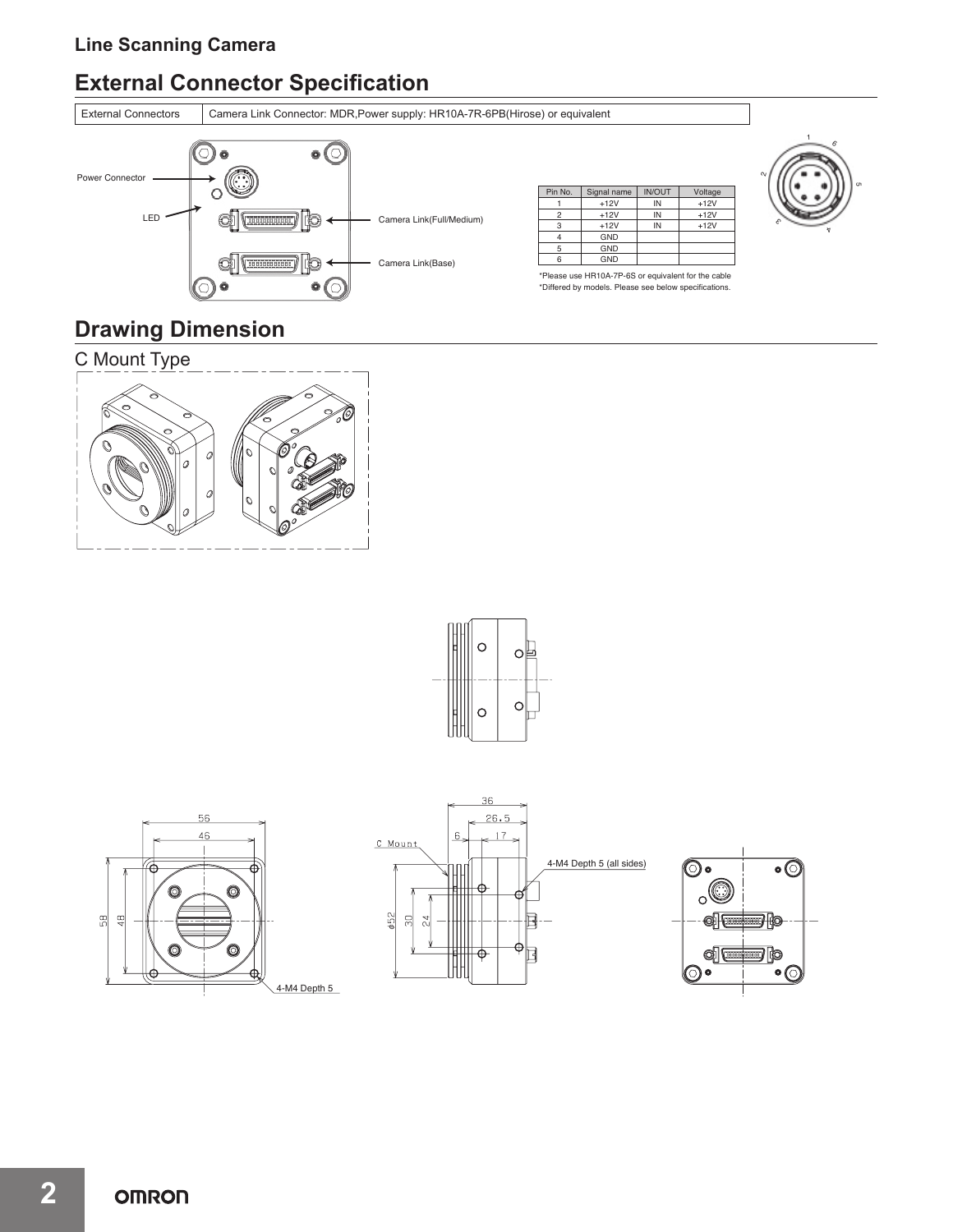## Line Scanning Camera

# External Connector Specification

| External Connectors | Camera Link Connector: MDR,Power supply: HR10A-7R-6PB(Hirose) or equivalent |
|---|---|

Power Connector

LED

Camera Link(Full/Medium)

Camera Link(Base)

| Pin No. | Signal name | IN/OUT | Voltage |
|---|---|---|---|
| 1 | +12V | IN | +12V |
| 2 | +12V | IN | +12V |
| 3 | +12V | IN | +12V |
| 4 | GND | | |
| 5 | GND | | |
| 6 | GND | | |

*Please use HR10A-7P-6S or equivalent for the cable
*Differed by models. Please see below specifications.

# Drawing Dimension

## C Mount Type

56
46
58
48
4-M4 Depth 5

36
26.5
6
17
C Mount
4-M4 Depth 5 (all sides)
φ52
30
24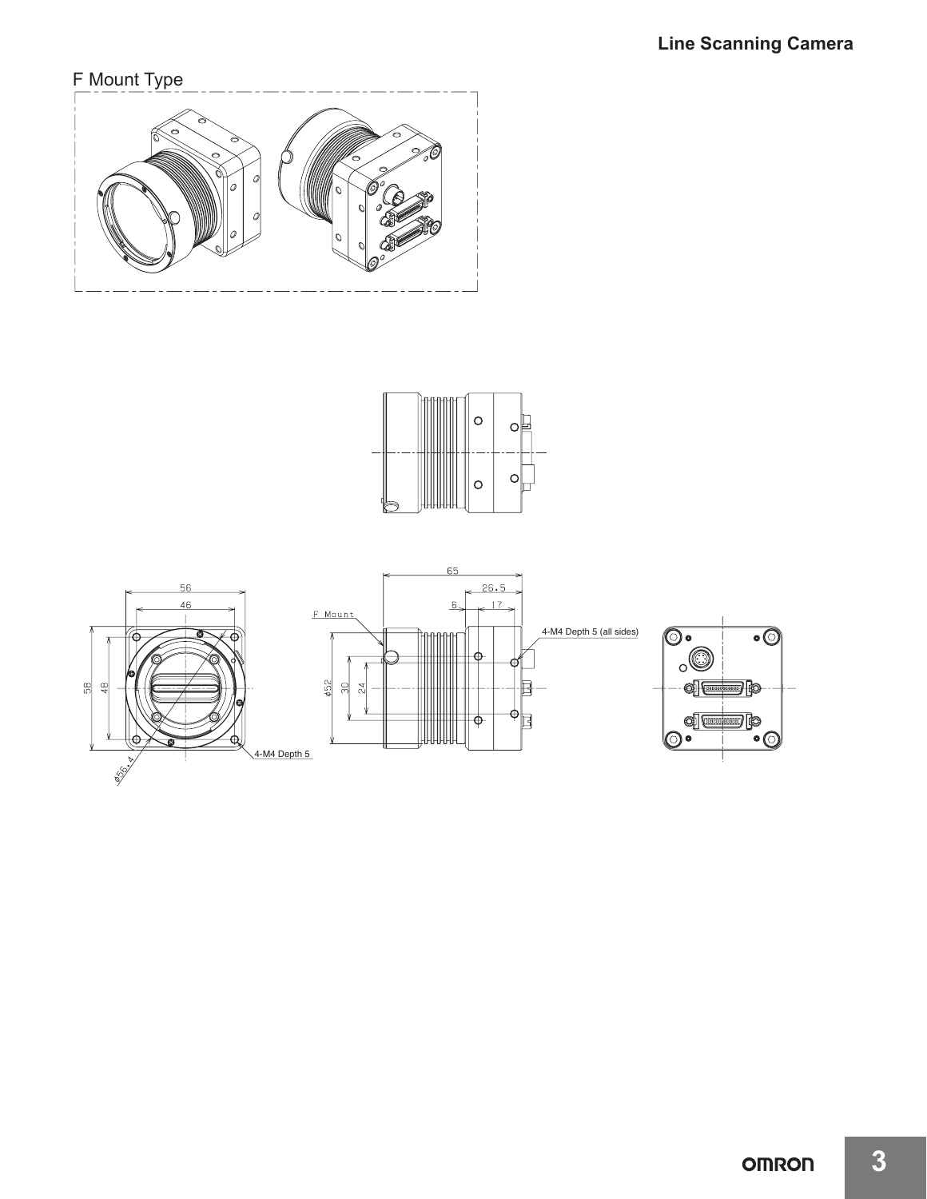## F Mount Type

F Mount

4-M4 Depth 5 (all sides)

4-M4 Depth 5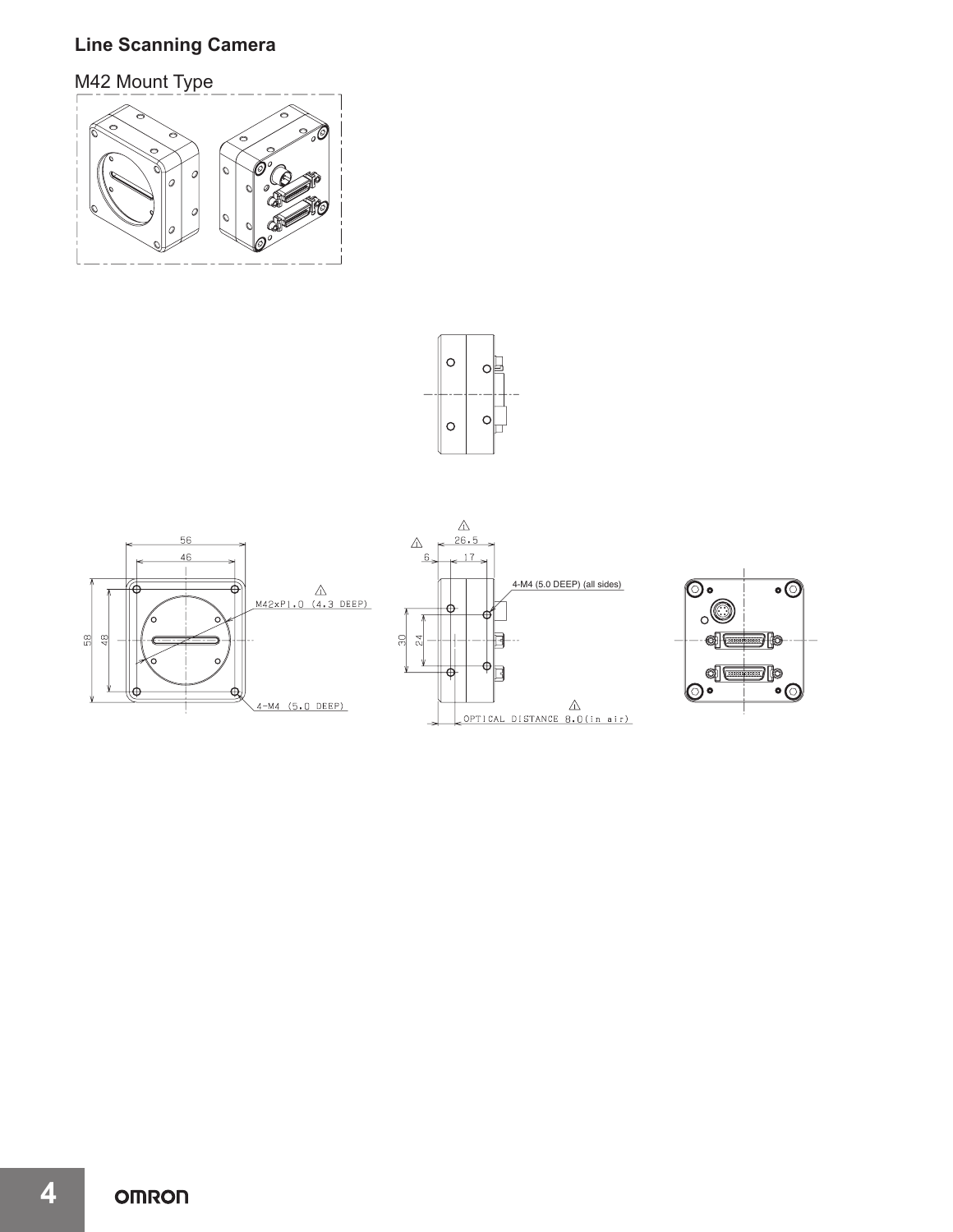## Line Scanning Camera

### M42 Mount Type

56

46

M42xP1.0 (4.3 DEEP)

58

48

4-M4 (5.0 DEEP)

26.5

6

17

4-M4 (5.0 DEEP) (all sides)

30

24

OPTICAL DISTANCE 8.0(in air)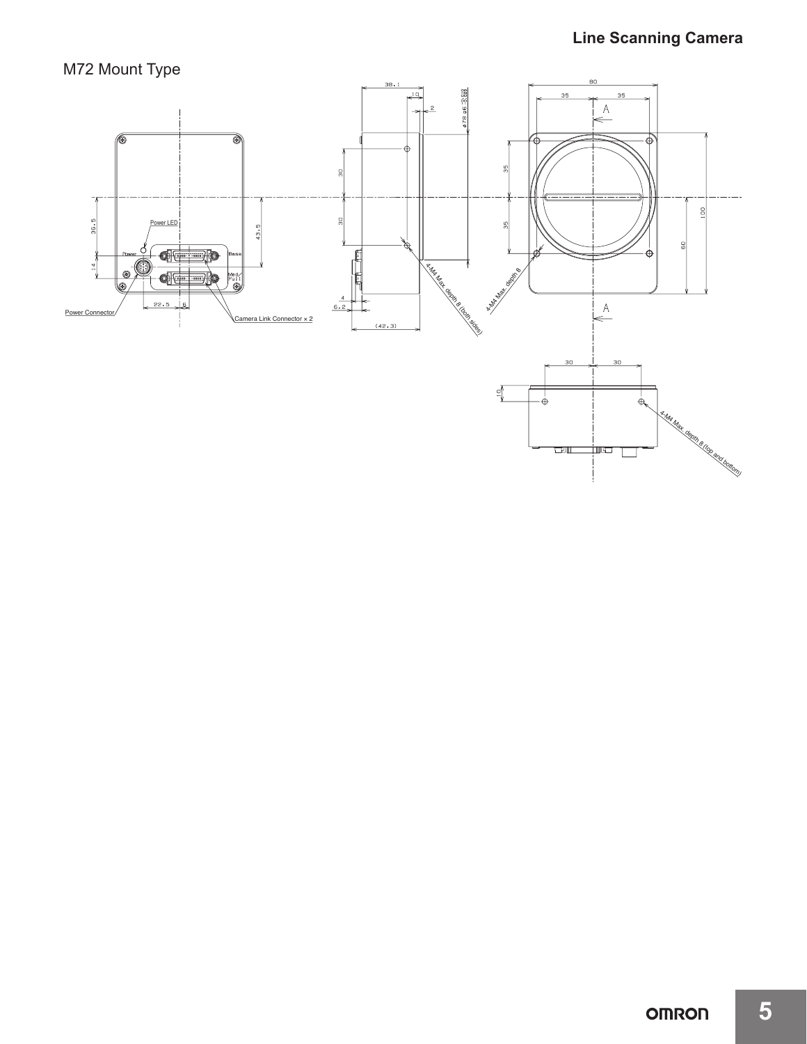## M72 Mount Type

Power LED

Power

Base

Med/Full

Power Connector

Camera Link Connector × 2

36.5

14

43.5

22.5

6

38.1

10

2

ø78 g6

30

30

4

6.2

(42.3)

4-M4 Max. depth 8 (both sides)

80

35

35

A

35

35

100

60

4-M4 Max. depth 8

A

30

30

10

4-M4 Max. depth 8 (top and bottom)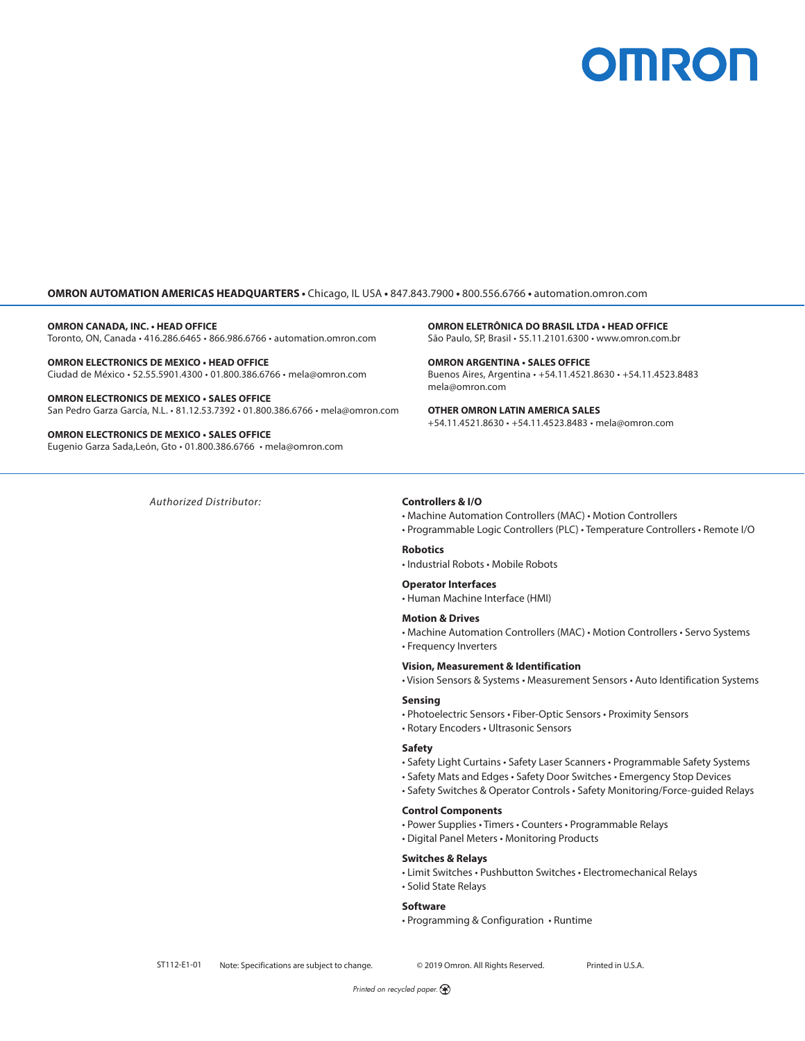**OMRON AUTOMATION AMERICAS HEADQUARTERS •** Chicago, IL USA • 847.843.7900 • 800.556.6766 • automation.omron.com

**OMRON CANADA, INC. • HEAD OFFICE**
Toronto, ON, Canada • 416.286.6465 • 866.986.6766 • automation.omron.com

**OMRON ELECTRONICS DE MEXICO • HEAD OFFICE**
Ciudad de México • 52.55.5901.4300 • 01.800.386.6766 • mela@omron.com

**OMRON ELECTRONICS DE MEXICO • SALES OFFICE**
San Pedro Garza García, N.L. • 81.12.53.7392 • 01.800.386.6766 • mela@omron.com

**OMRON ELECTRONICS DE MEXICO • SALES OFFICE**
Eugenio Garza Sada,León, Gto • 01.800.386.6766 • mela@omron.com

**OMRON ELETRÔNICA DO BRASIL LTDA • HEAD OFFICE**
São Paulo, SP, Brasil • 55.11.2101.6300 • www.omron.com.br

**OMRON ARGENTINA • SALES OFFICE**
Buenos Aires, Argentina • +54.11.4521.8630 • +54.11.4523.8483
mela@omron.com

**OTHER OMRON LATIN AMERICA SALES**
+54.11.4521.8630 • +54.11.4523.8483 • mela@omron.com

*Authorized Distributor:*

**Controllers & I/O**
• Machine Automation Controllers (MAC) • Motion Controllers
• Programmable Logic Controllers (PLC) • Temperature Controllers • Remote I/O

**Robotics**
• Industrial Robots • Mobile Robots

**Operator Interfaces**
• Human Machine Interface (HMI)

**Motion & Drives**
• Machine Automation Controllers (MAC) • Motion Controllers • Servo Systems
• Frequency Inverters

**Vision, Measurement & Identification**
• Vision Sensors & Systems • Measurement Sensors • Auto Identification Systems

**Sensing**
• Photoelectric Sensors • Fiber-Optic Sensors • Proximity Sensors
• Rotary Encoders • Ultrasonic Sensors

**Safety**
• Safety Light Curtains • Safety Laser Scanners • Programmable Safety Systems
• Safety Mats and Edges • Safety Door Switches • Emergency Stop Devices
• Safety Switches & Operator Controls • Safety Monitoring/Force-guided Relays

**Control Components**
• Power Supplies • Timers • Counters • Programmable Relays
• Digital Panel Meters • Monitoring Products

**Switches & Relays**
• Limit Switches • Pushbutton Switches • Electromechanical Relays
• Solid State Relays

**Software**
• Programming & Configuration • Runtime

ST112-E1-01 Note: Specifications are subject to change. © 2019 Omron. All Rights Reserved. Printed in U.S.A.

*Printed on recycled paper.*